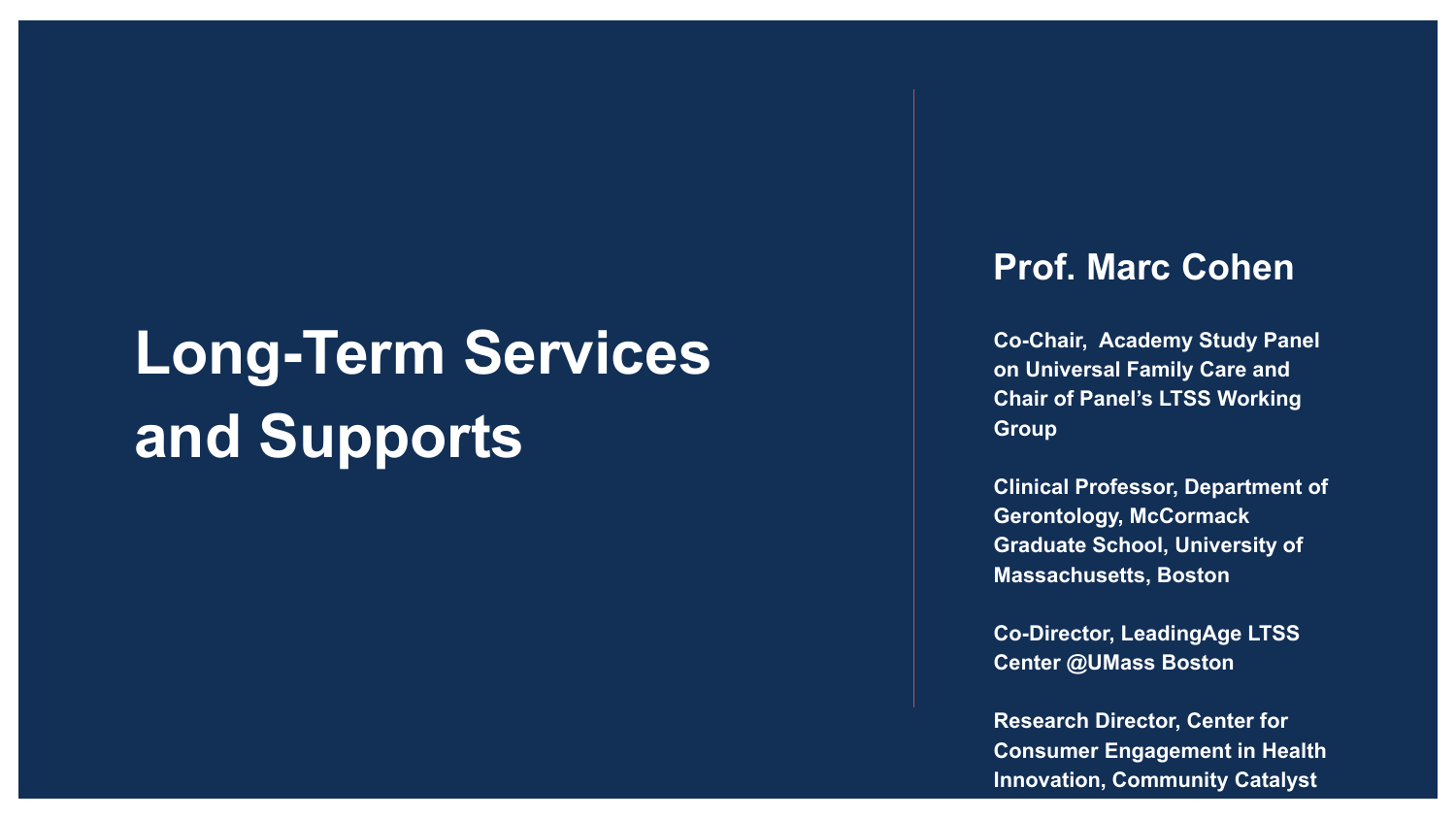# Long-Term Services and Supports

## Prof. Marc Cohen

**Co-Chair, Academy Study Panel on Universal Family Care and Chair of Panel's LTSS Working Group**

**Clinical Professor, Department of Gerontology, McCormack Graduate School, University of Massachusetts, Boston**

**Co-Director, LeadingAge LTSS Center @UMass Boston**

**Research Director, Center for Consumer Engagement in Health Innovation, Community Catalyst**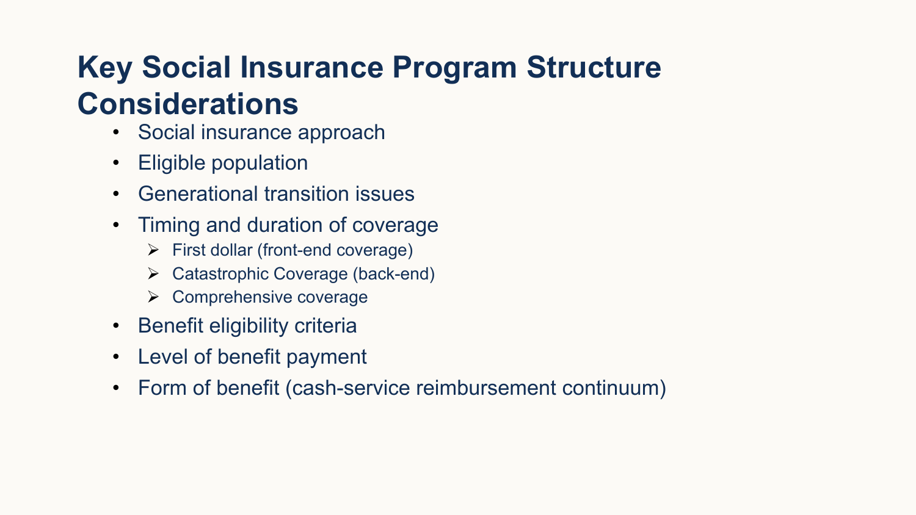# Key Social Insurance Program Structure Considerations

- Social insurance approach
- Eligible population
- Generational transition issues
- Timing and duration of coverage
  - First dollar (front-end coverage)
  - Catastrophic Coverage (back-end)
  - Comprehensive coverage
- Benefit eligibility criteria
- Level of benefit payment
- Form of benefit (cash-service reimbursement continuum)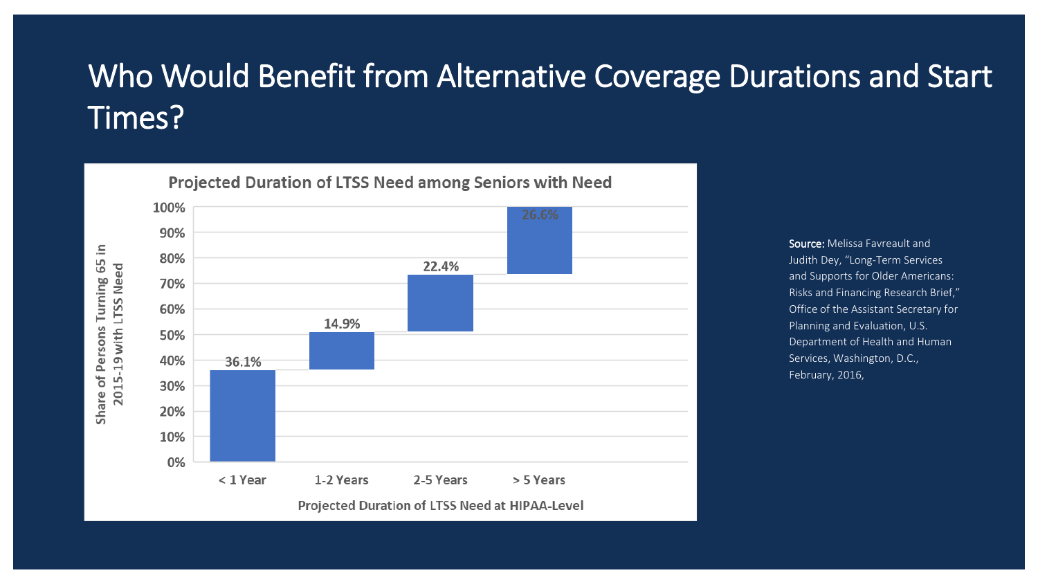# Who Would Benefit from Alternative Coverage Durations and Start Times?

**Projected Duration of LTSS Need among Seniors with Need**

| Projected Duration of LTSS Need at HIPAA-Level | Share of Persons Turning 65 in 2015-19 with LTSS Need |
|---|---|
| < 1 Year | 36.1% |
| 1-2 Years | 14.9% |
| 2-5 Years | 22.4% |
| > 5 Years | 26.6% |

**Source:** Melissa Favreault and Judith Dey, "Long-Term Services and Supports for Older Americans: Risks and Financing Research Brief," Office of the Assistant Secretary for Planning and Evaluation, U.S. Department of Health and Human Services, Washington, D.C., February, 2016,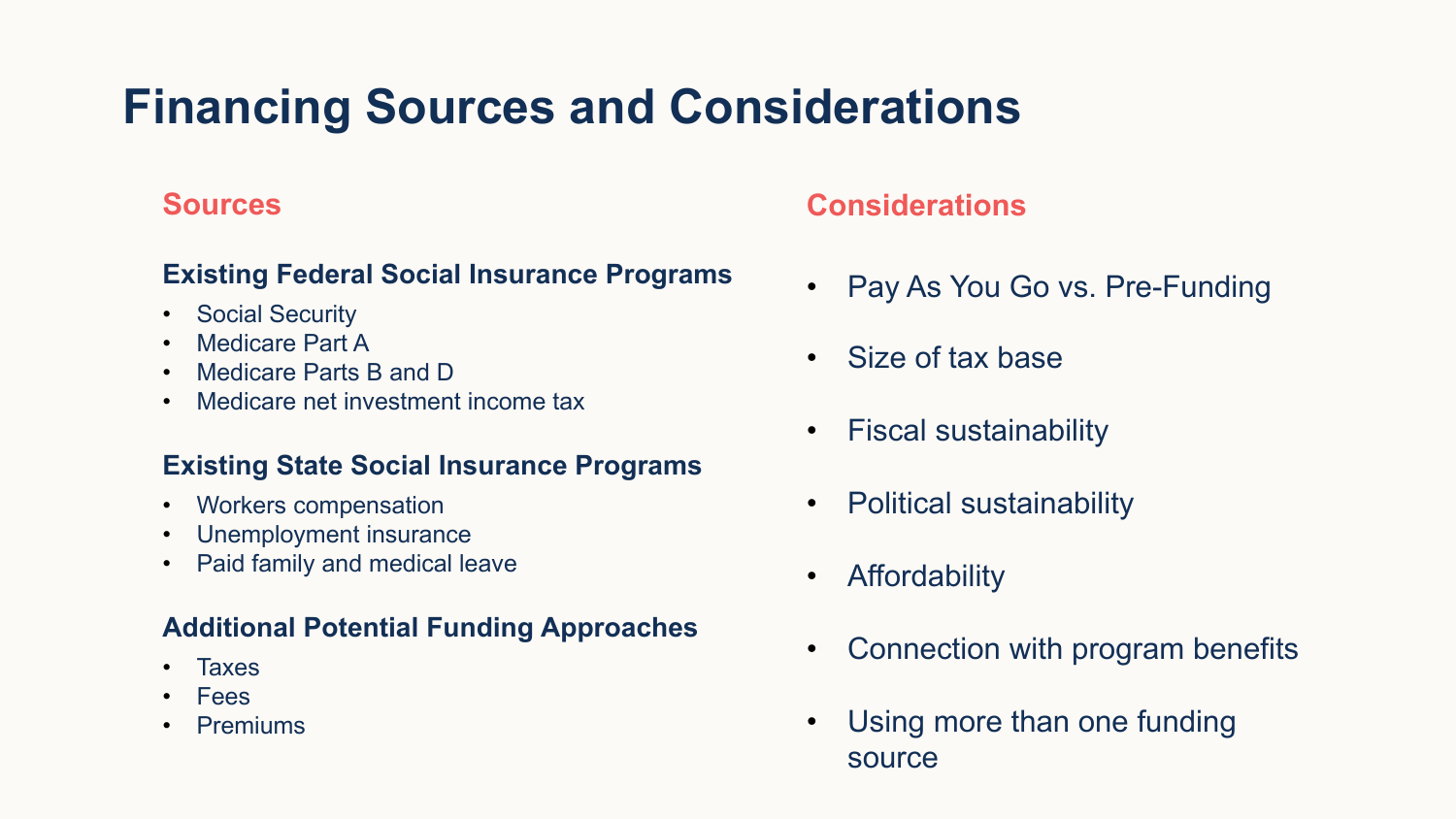# Financing Sources and Considerations

## Sources

### Existing Federal Social Insurance Programs

- Social Security
- Medicare Part A
- Medicare Parts B and D
- Medicare net investment income tax

### Existing State Social Insurance Programs

- Workers compensation
- Unemployment insurance
- Paid family and medical leave

### Additional Potential Funding Approaches

- Taxes
- Fees
- Premiums

## Considerations

- Pay As You Go vs. Pre-Funding
- Size of tax base
- Fiscal sustainability
- Political sustainability
- Affordability
- Connection with program benefits
- Using more than one funding source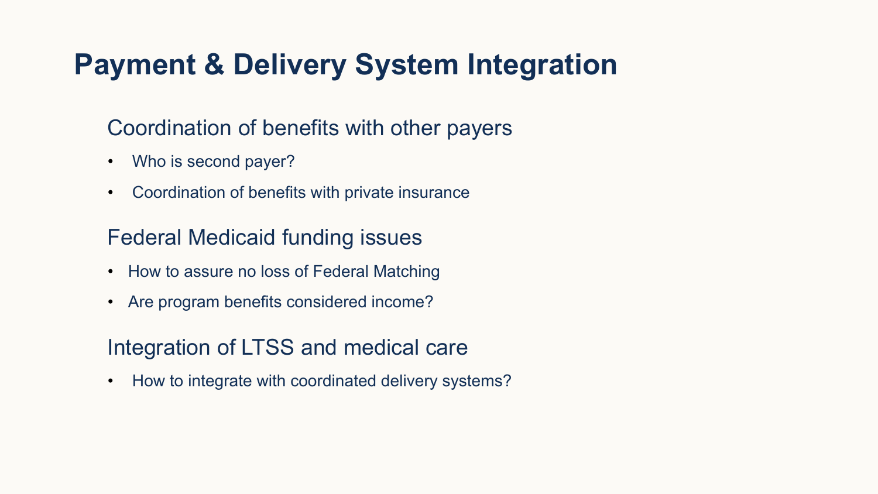# Payment & Delivery System Integration

## Coordination of benefits with other payers

- Who is second payer?
- Coordination of benefits with private insurance

## Federal Medicaid funding issues

- How to assure no loss of Federal Matching
- Are program benefits considered income?

## Integration of LTSS and medical care

- How to integrate with coordinated delivery systems?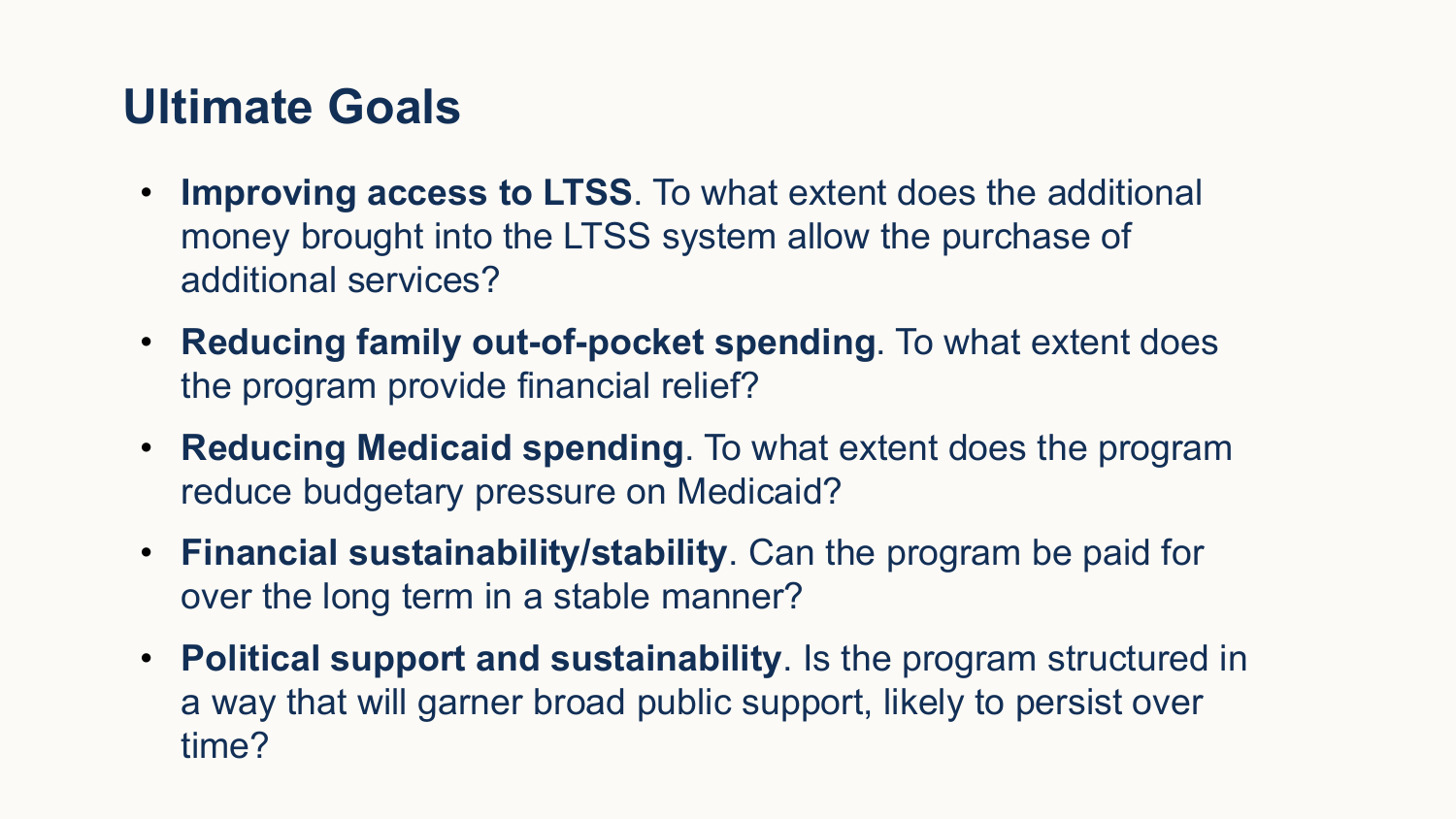## Ultimate Goals

- **Improving access to LTSS**. To what extent does the additional money brought into the LTSS system allow the purchase of additional services?
- **Reducing family out-of-pocket spending**. To what extent does the program provide financial relief?
- **Reducing Medicaid spending**. To what extent does the program reduce budgetary pressure on Medicaid?
- **Financial sustainability/stability**. Can the program be paid for over the long term in a stable manner?
- **Political support and sustainability**. Is the program structured in a way that will garner broad public support, likely to persist over time?